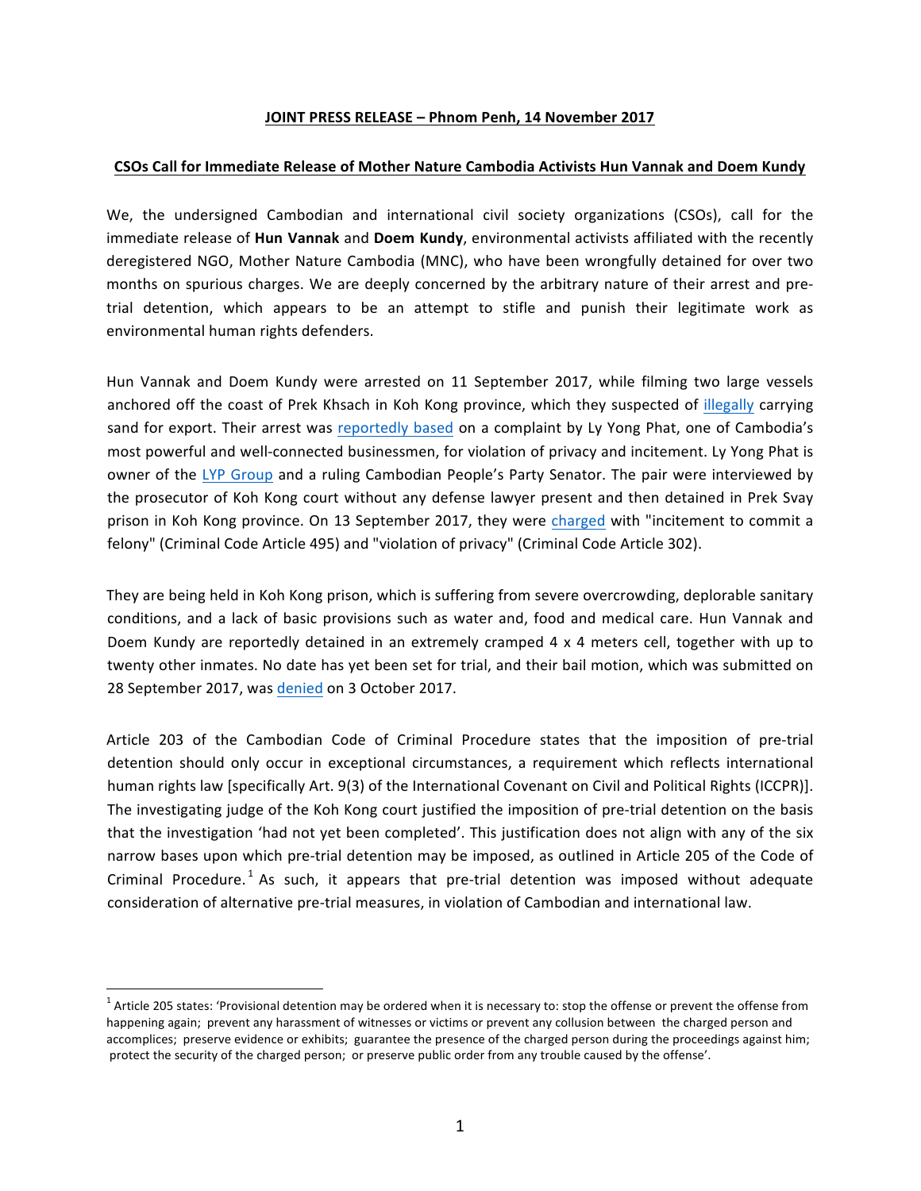**JOINT PRESS RELEASE – Phnom Penh, 14 November 2017**

**CSOs Call for Immediate Release of Mother Nature Cambodia Activists Hun Vannak and Doem Kundy**

We, the undersigned Cambodian and international civil society organizations (CSOs), call for the immediate release of **Hun Vannak** and **Doem Kundy**, environmental activists affiliated with the recently deregistered NGO, Mother Nature Cambodia (MNC), who have been wrongfully detained for over two months on spurious charges. We are deeply concerned by the arbitrary nature of their arrest and pre-trial detention, which appears to be an attempt to stifle and punish their legitimate work as environmental human rights defenders.

Hun Vannak and Doem Kundy were arrested on 11 September 2017, while filming two large vessels anchored off the coast of Prek Khsach in Koh Kong province, which they suspected of illegally carrying sand for export. Their arrest was reportedly based on a complaint by Ly Yong Phat, one of Cambodia's most powerful and well-connected businessmen, for violation of privacy and incitement. Ly Yong Phat is owner of the LYP Group and a ruling Cambodian People's Party Senator. The pair were interviewed by the prosecutor of Koh Kong court without any defense lawyer present and then detained in Prek Svay prison in Koh Kong province. On 13 September 2017, they were charged with "incitement to commit a felony" (Criminal Code Article 495) and "violation of privacy" (Criminal Code Article 302).

They are being held in Koh Kong prison, which is suffering from severe overcrowding, deplorable sanitary conditions, and a lack of basic provisions such as water and, food and medical care. Hun Vannak and Doem Kundy are reportedly detained in an extremely cramped 4 x 4 meters cell, together with up to twenty other inmates. No date has yet been set for trial, and their bail motion, which was submitted on 28 September 2017, was denied on 3 October 2017.

Article 203 of the Cambodian Code of Criminal Procedure states that the imposition of pre-trial detention should only occur in exceptional circumstances, a requirement which reflects international human rights law [specifically Art. 9(3) of the International Covenant on Civil and Political Rights (ICCPR)]. The investigating judge of the Koh Kong court justified the imposition of pre-trial detention on the basis that the investigation 'had not yet been completed'. This justification does not align with any of the six narrow bases upon which pre-trial detention may be imposed, as outlined in Article 205 of the Code of Criminal Procedure.[1] As such, it appears that pre-trial detention was imposed without adequate consideration of alternative pre-trial measures, in violation of Cambodian and international law.

---

[1] Article 205 states: 'Provisional detention may be ordered when it is necessary to: stop the offense or prevent the offense from happening again; prevent any harassment of witnesses or victims or prevent any collusion between the charged person and accomplices; preserve evidence or exhibits; guarantee the presence of the charged person during the proceedings against him; protect the security of the charged person; or preserve public order from any trouble caused by the offense'.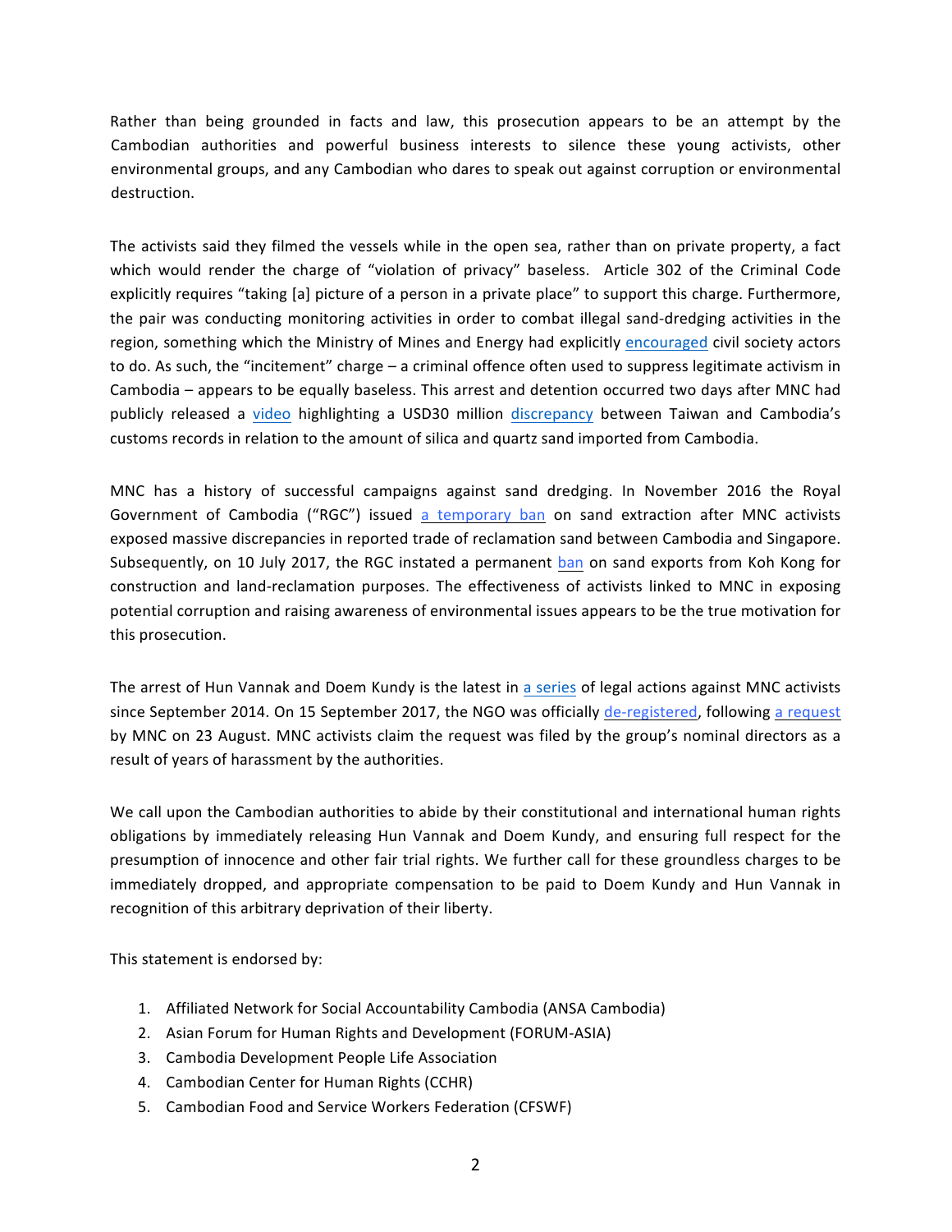Rather than being grounded in facts and law, this prosecution appears to be an attempt by the Cambodian authorities and powerful business interests to silence these young activists, other environmental groups, and any Cambodian who dares to speak out against corruption or environmental destruction.

The activists said they filmed the vessels while in the open sea, rather than on private property, a fact which would render the charge of "violation of privacy" baseless. Article 302 of the Criminal Code explicitly requires "taking [a] picture of a person in a private place" to support this charge. Furthermore, the pair was conducting monitoring activities in order to combat illegal sand-dredging activities in the region, something which the Ministry of Mines and Energy had explicitly encouraged civil society actors to do. As such, the "incitement" charge – a criminal offence often used to suppress legitimate activism in Cambodia – appears to be equally baseless. This arrest and detention occurred two days after MNC had publicly released a video highlighting a USD30 million discrepancy between Taiwan and Cambodia's customs records in relation to the amount of silica and quartz sand imported from Cambodia.

MNC has a history of successful campaigns against sand dredging. In November 2016 the Royal Government of Cambodia ("RGC") issued a temporary ban on sand extraction after MNC activists exposed massive discrepancies in reported trade of reclamation sand between Cambodia and Singapore. Subsequently, on 10 July 2017, the RGC instated a permanent ban on sand exports from Koh Kong for construction and land-reclamation purposes. The effectiveness of activists linked to MNC in exposing potential corruption and raising awareness of environmental issues appears to be the true motivation for this prosecution.

The arrest of Hun Vannak and Doem Kundy is the latest in a series of legal actions against MNC activists since September 2014. On 15 September 2017, the NGO was officially de-registered, following a request by MNC on 23 August. MNC activists claim the request was filed by the group's nominal directors as a result of years of harassment by the authorities.

We call upon the Cambodian authorities to abide by their constitutional and international human rights obligations by immediately releasing Hun Vannak and Doem Kundy, and ensuring full respect for the presumption of innocence and other fair trial rights. We further call for these groundless charges to be immediately dropped, and appropriate compensation to be paid to Doem Kundy and Hun Vannak in recognition of this arbitrary deprivation of their liberty.

This statement is endorsed by:

1. Affiliated Network for Social Accountability Cambodia (ANSA Cambodia)
2. Asian Forum for Human Rights and Development (FORUM-ASIA)
3. Cambodia Development People Life Association
4. Cambodian Center for Human Rights (CCHR)
5. Cambodian Food and Service Workers Federation (CFSWF)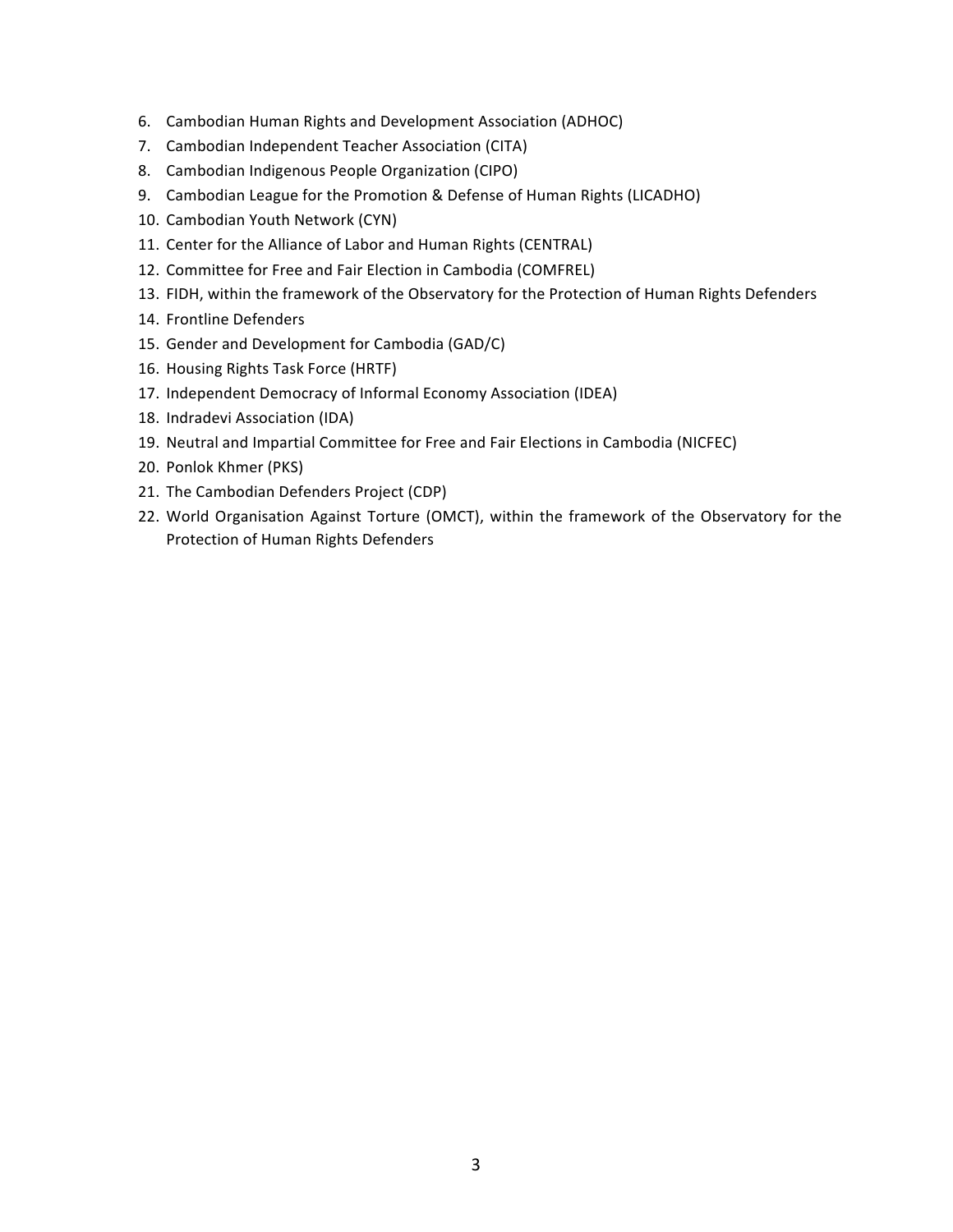6. Cambodian Human Rights and Development Association (ADHOC)
7. Cambodian Independent Teacher Association (CITA)
8. Cambodian Indigenous People Organization (CIPO)
9. Cambodian League for the Promotion & Defense of Human Rights (LICADHO)
10. Cambodian Youth Network (CYN)
11. Center for the Alliance of Labor and Human Rights (CENTRAL)
12. Committee for Free and Fair Election in Cambodia (COMFREL)
13. FIDH, within the framework of the Observatory for the Protection of Human Rights Defenders
14. Frontline Defenders
15. Gender and Development for Cambodia (GAD/C)
16. Housing Rights Task Force (HRTF)
17. Independent Democracy of Informal Economy Association (IDEA)
18. Indradevi Association (IDA)
19. Neutral and Impartial Committee for Free and Fair Elections in Cambodia (NICFEC)
20. Ponlok Khmer (PKS)
21. The Cambodian Defenders Project (CDP)
22. World Organisation Against Torture (OMCT), within the framework of the Observatory for the Protection of Human Rights Defenders